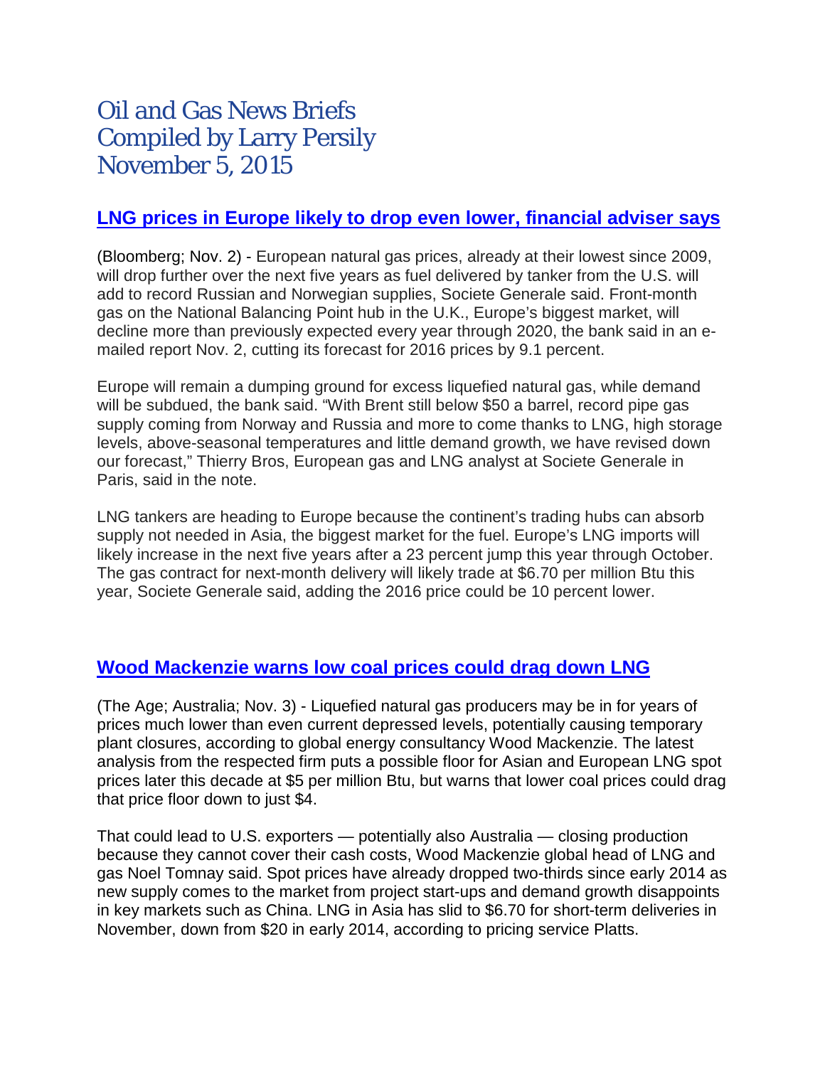# Oil and Gas News Briefs
# Compiled by Larry Persily
# November 5, 2015

## LNG prices in Europe likely to drop even lower, financial adviser says

(Bloomberg; Nov. 2) - European natural gas prices, already at their lowest since 2009, will drop further over the next five years as fuel delivered by tanker from the U.S. will add to record Russian and Norwegian supplies, Societe Generale said. Front-month gas on the National Balancing Point hub in the U.K., Europe's biggest market, will decline more than previously expected every year through 2020, the bank said in an e-mailed report Nov. 2, cutting its forecast for 2016 prices by 9.1 percent.

Europe will remain a dumping ground for excess liquefied natural gas, while demand will be subdued, the bank said. "With Brent still below $50 a barrel, record pipe gas supply coming from Norway and Russia and more to come thanks to LNG, high storage levels, above-seasonal temperatures and little demand growth, we have revised down our forecast," Thierry Bros, European gas and LNG analyst at Societe Generale in Paris, said in the note.

LNG tankers are heading to Europe because the continent's trading hubs can absorb supply not needed in Asia, the biggest market for the fuel. Europe's LNG imports will likely increase in the next five years after a 23 percent jump this year through October. The gas contract for next-month delivery will likely trade at $6.70 per million Btu this year, Societe Generale said, adding the 2016 price could be 10 percent lower.

## Wood Mackenzie warns low coal prices could drag down LNG

(The Age; Australia; Nov. 3) - Liquefied natural gas producers may be in for years of prices much lower than even current depressed levels, potentially causing temporary plant closures, according to global energy consultancy Wood Mackenzie. The latest analysis from the respected firm puts a possible floor for Asian and European LNG spot prices later this decade at $5 per million Btu, but warns that lower coal prices could drag that price floor down to just $4.

That could lead to U.S. exporters — potentially also Australia — closing production because they cannot cover their cash costs, Wood Mackenzie global head of LNG and gas Noel Tomnay said. Spot prices have already dropped two-thirds since early 2014 as new supply comes to the market from project start-ups and demand growth disappoints in key markets such as China. LNG in Asia has slid to $6.70 for short-term deliveries in November, down from $20 in early 2014, according to pricing service Platts.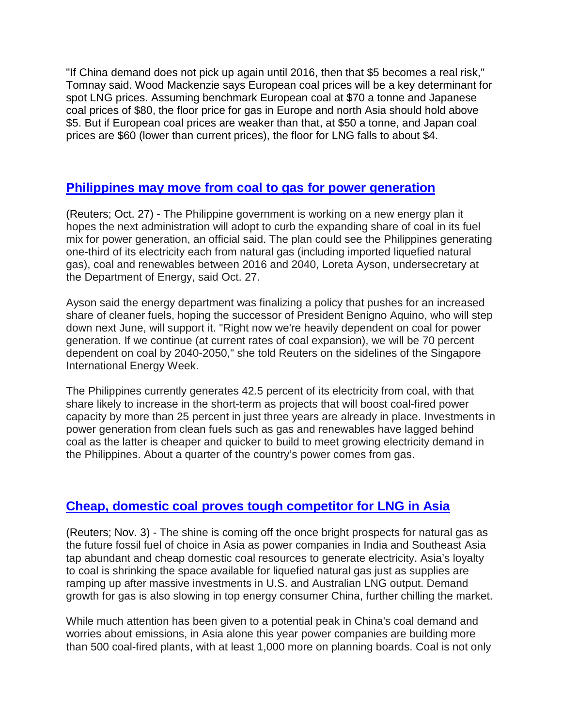"If China demand does not pick up again until 2016, then that $5 becomes a real risk," Tomnay said. Wood Mackenzie says European coal prices will be a key determinant for spot LNG prices. Assuming benchmark European coal at $70 a tonne and Japanese coal prices of $80, the floor price for gas in Europe and north Asia should hold above $5. But if European coal prices are weaker than that, at $50 a tonne, and Japan coal prices are $60 (lower than current prices), the floor for LNG falls to about $4.

## Philippines may move from coal to gas for power generation

(Reuters; Oct. 27) - The Philippine government is working on a new energy plan it hopes the next administration will adopt to curb the expanding share of coal in its fuel mix for power generation, an official said. The plan could see the Philippines generating one-third of its electricity each from natural gas (including imported liquefied natural gas), coal and renewables between 2016 and 2040, Loreta Ayson, undersecretary at the Department of Energy, said Oct. 27.

Ayson said the energy department was finalizing a policy that pushes for an increased share of cleaner fuels, hoping the successor of President Benigno Aquino, who will step down next June, will support it. "Right now we're heavily dependent on coal for power generation. If we continue (at current rates of coal expansion), we will be 70 percent dependent on coal by 2040-2050," she told Reuters on the sidelines of the Singapore International Energy Week.

The Philippines currently generates 42.5 percent of its electricity from coal, with that share likely to increase in the short-term as projects that will boost coal-fired power capacity by more than 25 percent in just three years are already in place. Investments in power generation from clean fuels such as gas and renewables have lagged behind coal as the latter is cheaper and quicker to build to meet growing electricity demand in the Philippines. About a quarter of the country's power comes from gas.

## Cheap, domestic coal proves tough competitor for LNG in Asia

(Reuters; Nov. 3) - The shine is coming off the once bright prospects for natural gas as the future fossil fuel of choice in Asia as power companies in India and Southeast Asia tap abundant and cheap domestic coal resources to generate electricity. Asia's loyalty to coal is shrinking the space available for liquefied natural gas just as supplies are ramping up after massive investments in U.S. and Australian LNG output. Demand growth for gas is also slowing in top energy consumer China, further chilling the market.

While much attention has been given to a potential peak in China's coal demand and worries about emissions, in Asia alone this year power companies are building more than 500 coal-fired plants, with at least 1,000 more on planning boards. Coal is not only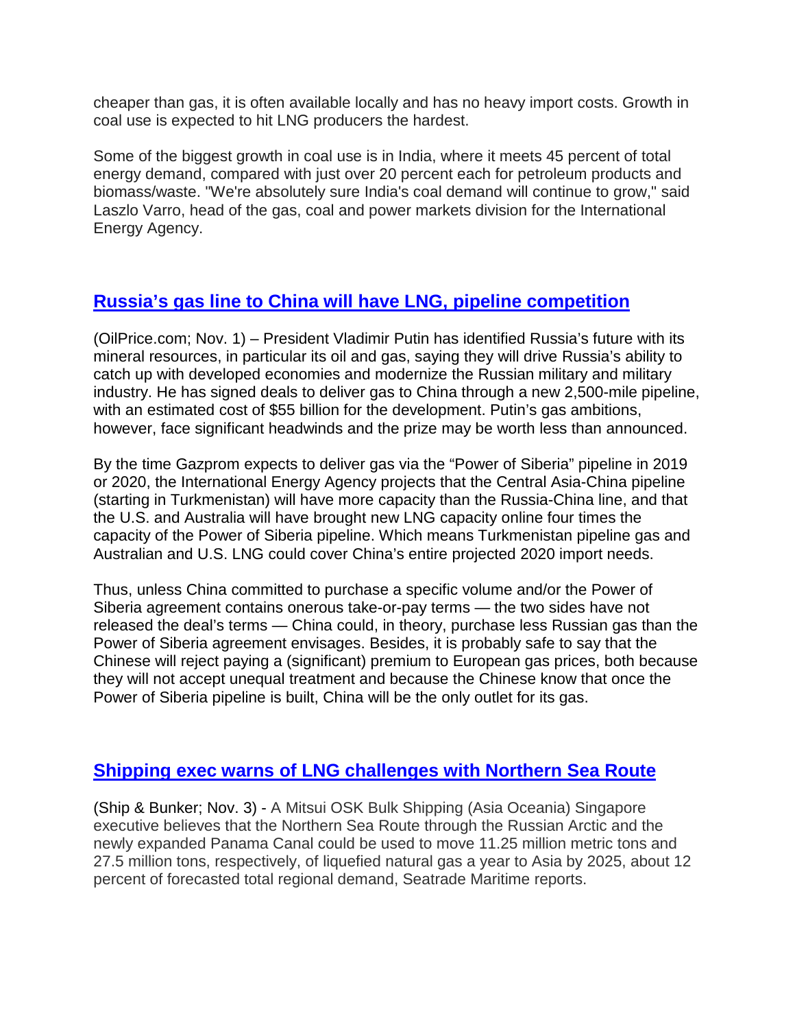cheaper than gas, it is often available locally and has no heavy import costs. Growth in coal use is expected to hit LNG producers the hardest.

Some of the biggest growth in coal use is in India, where it meets 45 percent of total energy demand, compared with just over 20 percent each for petroleum products and biomass/waste. "We're absolutely sure India's coal demand will continue to grow," said Laszlo Varro, head of the gas, coal and power markets division for the International Energy Agency.

## Russia's gas line to China will have LNG, pipeline competition

(OilPrice.com; Nov. 1) – President Vladimir Putin has identified Russia's future with its mineral resources, in particular its oil and gas, saying they will drive Russia's ability to catch up with developed economies and modernize the Russian military and military industry. He has signed deals to deliver gas to China through a new 2,500-mile pipeline, with an estimated cost of $55 billion for the development. Putin's gas ambitions, however, face significant headwinds and the prize may be worth less than announced.

By the time Gazprom expects to deliver gas via the "Power of Siberia" pipeline in 2019 or 2020, the International Energy Agency projects that the Central Asia-China pipeline (starting in Turkmenistan) will have more capacity than the Russia-China line, and that the U.S. and Australia will have brought new LNG capacity online four times the capacity of the Power of Siberia pipeline. Which means Turkmenistan pipeline gas and Australian and U.S. LNG could cover China's entire projected 2020 import needs.

Thus, unless China committed to purchase a specific volume and/or the Power of Siberia agreement contains onerous take-or-pay terms — the two sides have not released the deal's terms — China could, in theory, purchase less Russian gas than the Power of Siberia agreement envisages. Besides, it is probably safe to say that the Chinese will reject paying a (significant) premium to European gas prices, both because they will not accept unequal treatment and because the Chinese know that once the Power of Siberia pipeline is built, China will be the only outlet for its gas.

## Shipping exec warns of LNG challenges with Northern Sea Route

(Ship & Bunker; Nov. 3) - A Mitsui OSK Bulk Shipping (Asia Oceania) Singapore executive believes that the Northern Sea Route through the Russian Arctic and the newly expanded Panama Canal could be used to move 11.25 million metric tons and 27.5 million tons, respectively, of liquefied natural gas a year to Asia by 2025, about 12 percent of forecasted total regional demand, Seatrade Maritime reports.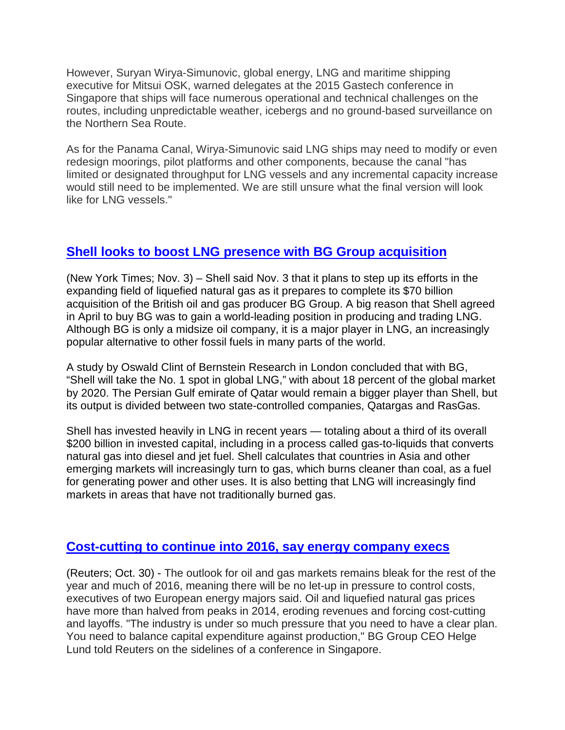However, Suryan Wirya-Simunovic, global energy, LNG and maritime shipping executive for Mitsui OSK, warned delegates at the 2015 Gastech conference in Singapore that ships will face numerous operational and technical challenges on the routes, including unpredictable weather, icebergs and no ground-based surveillance on the Northern Sea Route.

As for the Panama Canal, Wirya-Simunovic said LNG ships may need to modify or even redesign moorings, pilot platforms and other components, because the canal "has limited or designated throughput for LNG vessels and any incremental capacity increase would still need to be implemented. We are still unsure what the final version will look like for LNG vessels."

## Shell looks to boost LNG presence with BG Group acquisition

(New York Times; Nov. 3) – Shell said Nov. 3 that it plans to step up its efforts in the expanding field of liquefied natural gas as it prepares to complete its $70 billion acquisition of the British oil and gas producer BG Group. A big reason that Shell agreed in April to buy BG was to gain a world-leading position in producing and trading LNG. Although BG is only a midsize oil company, it is a major player in LNG, an increasingly popular alternative to other fossil fuels in many parts of the world.

A study by Oswald Clint of Bernstein Research in London concluded that with BG, "Shell will take the No. 1 spot in global LNG," with about 18 percent of the global market by 2020. The Persian Gulf emirate of Qatar would remain a bigger player than Shell, but its output is divided between two state-controlled companies, Qatargas and RasGas.

Shell has invested heavily in LNG in recent years — totaling about a third of its overall $200 billion in invested capital, including in a process called gas-to-liquids that converts natural gas into diesel and jet fuel. Shell calculates that countries in Asia and other emerging markets will increasingly turn to gas, which burns cleaner than coal, as a fuel for generating power and other uses. It is also betting that LNG will increasingly find markets in areas that have not traditionally burned gas.

## Cost-cutting to continue into 2016, say energy company execs

(Reuters; Oct. 30) - The outlook for oil and gas markets remains bleak for the rest of the year and much of 2016, meaning there will be no let-up in pressure to control costs, executives of two European energy majors said. Oil and liquefied natural gas prices have more than halved from peaks in 2014, eroding revenues and forcing cost-cutting and layoffs. "The industry is under so much pressure that you need to have a clear plan. You need to balance capital expenditure against production," BG Group CEO Helge Lund told Reuters on the sidelines of a conference in Singapore.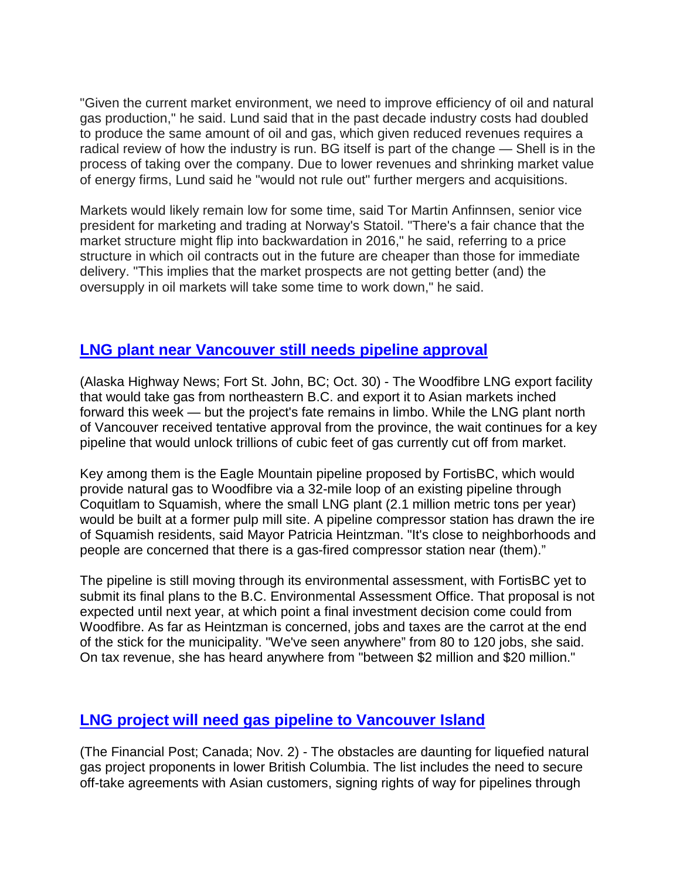"Given the current market environment, we need to improve efficiency of oil and natural gas production," he said. Lund said that in the past decade industry costs had doubled to produce the same amount of oil and gas, which given reduced revenues requires a radical review of how the industry is run. BG itself is part of the change — Shell is in the process of taking over the company. Due to lower revenues and shrinking market value of energy firms, Lund said he "would not rule out" further mergers and acquisitions.

Markets would likely remain low for some time, said Tor Martin Anfinnsen, senior vice president for marketing and trading at Norway's Statoil. "There's a fair chance that the market structure might flip into backwardation in 2016," he said, referring to a price structure in which oil contracts out in the future are cheaper than those for immediate delivery. "This implies that the market prospects are not getting better (and) the oversupply in oil markets will take some time to work down," he said.

## LNG plant near Vancouver still needs pipeline approval

(Alaska Highway News; Fort St. John, BC; Oct. 30) - The Woodfibre LNG export facility that would take gas from northeastern B.C. and export it to Asian markets inched forward this week — but the project's fate remains in limbo. While the LNG plant north of Vancouver received tentative approval from the province, the wait continues for a key pipeline that would unlock trillions of cubic feet of gas currently cut off from market.

Key among them is the Eagle Mountain pipeline proposed by FortisBC, which would provide natural gas to Woodfibre via a 32-mile loop of an existing pipeline through Coquitlam to Squamish, where the small LNG plant (2.1 million metric tons per year) would be built at a former pulp mill site. A pipeline compressor station has drawn the ire of Squamish residents, said Mayor Patricia Heintzman. "It's close to neighborhoods and people are concerned that there is a gas-fired compressor station near (them)."

The pipeline is still moving through its environmental assessment, with FortisBC yet to submit its final plans to the B.C. Environmental Assessment Office. That proposal is not expected until next year, at which point a final investment decision come could from Woodfibre. As far as Heintzman is concerned, jobs and taxes are the carrot at the end of the stick for the municipality. "We've seen anywhere" from 80 to 120 jobs, she said. On tax revenue, she has heard anywhere from "between $2 million and $20 million."

## LNG project will need gas pipeline to Vancouver Island

(The Financial Post; Canada; Nov. 2) - The obstacles are daunting for liquefied natural gas project proponents in lower British Columbia. The list includes the need to secure off-take agreements with Asian customers, signing rights of way for pipelines through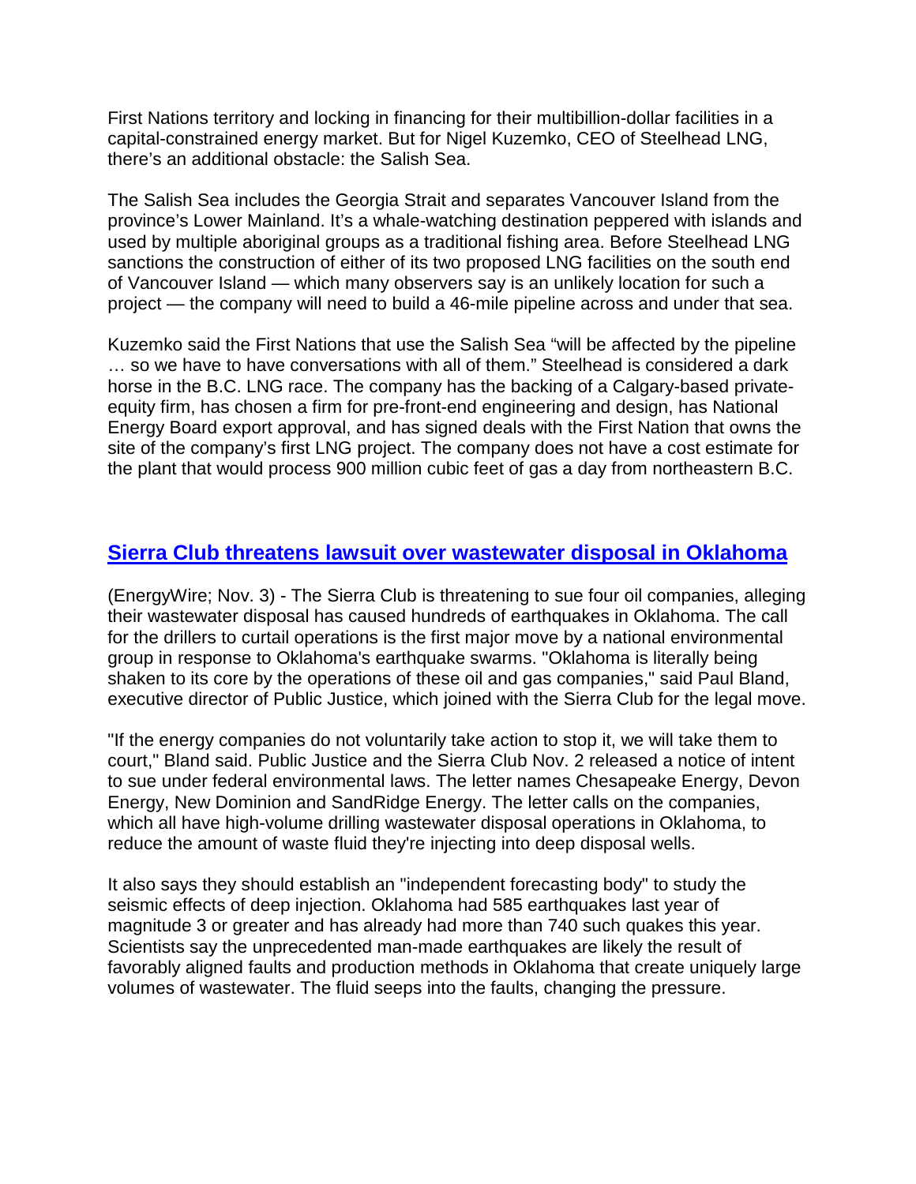First Nations territory and locking in financing for their multibillion-dollar facilities in a capital-constrained energy market. But for Nigel Kuzemko, CEO of Steelhead LNG, there's an additional obstacle: the Salish Sea.

The Salish Sea includes the Georgia Strait and separates Vancouver Island from the province's Lower Mainland. It's a whale-watching destination peppered with islands and used by multiple aboriginal groups as a traditional fishing area. Before Steelhead LNG sanctions the construction of either of its two proposed LNG facilities on the south end of Vancouver Island — which many observers say is an unlikely location for such a project — the company will need to build a 46-mile pipeline across and under that sea.

Kuzemko said the First Nations that use the Salish Sea "will be affected by the pipeline … so we have to have conversations with all of them." Steelhead is considered a dark horse in the B.C. LNG race. The company has the backing of a Calgary-based private-equity firm, has chosen a firm for pre-front-end engineering and design, has National Energy Board export approval, and has signed deals with the First Nation that owns the site of the company's first LNG project. The company does not have a cost estimate for the plant that would process 900 million cubic feet of gas a day from northeastern B.C.

## Sierra Club threatens lawsuit over wastewater disposal in Oklahoma

(EnergyWire; Nov. 3) - The Sierra Club is threatening to sue four oil companies, alleging their wastewater disposal has caused hundreds of earthquakes in Oklahoma. The call for the drillers to curtail operations is the first major move by a national environmental group in response to Oklahoma's earthquake swarms. "Oklahoma is literally being shaken to its core by the operations of these oil and gas companies," said Paul Bland, executive director of Public Justice, which joined with the Sierra Club for the legal move.

"If the energy companies do not voluntarily take action to stop it, we will take them to court," Bland said. Public Justice and the Sierra Club Nov. 2 released a notice of intent to sue under federal environmental laws. The letter names Chesapeake Energy, Devon Energy, New Dominion and SandRidge Energy. The letter calls on the companies, which all have high-volume drilling wastewater disposal operations in Oklahoma, to reduce the amount of waste fluid they're injecting into deep disposal wells.

It also says they should establish an "independent forecasting body" to study the seismic effects of deep injection. Oklahoma had 585 earthquakes last year of magnitude 3 or greater and has already had more than 740 such quakes this year. Scientists say the unprecedented man-made earthquakes are likely the result of favorably aligned faults and production methods in Oklahoma that create uniquely large volumes of wastewater. The fluid seeps into the faults, changing the pressure.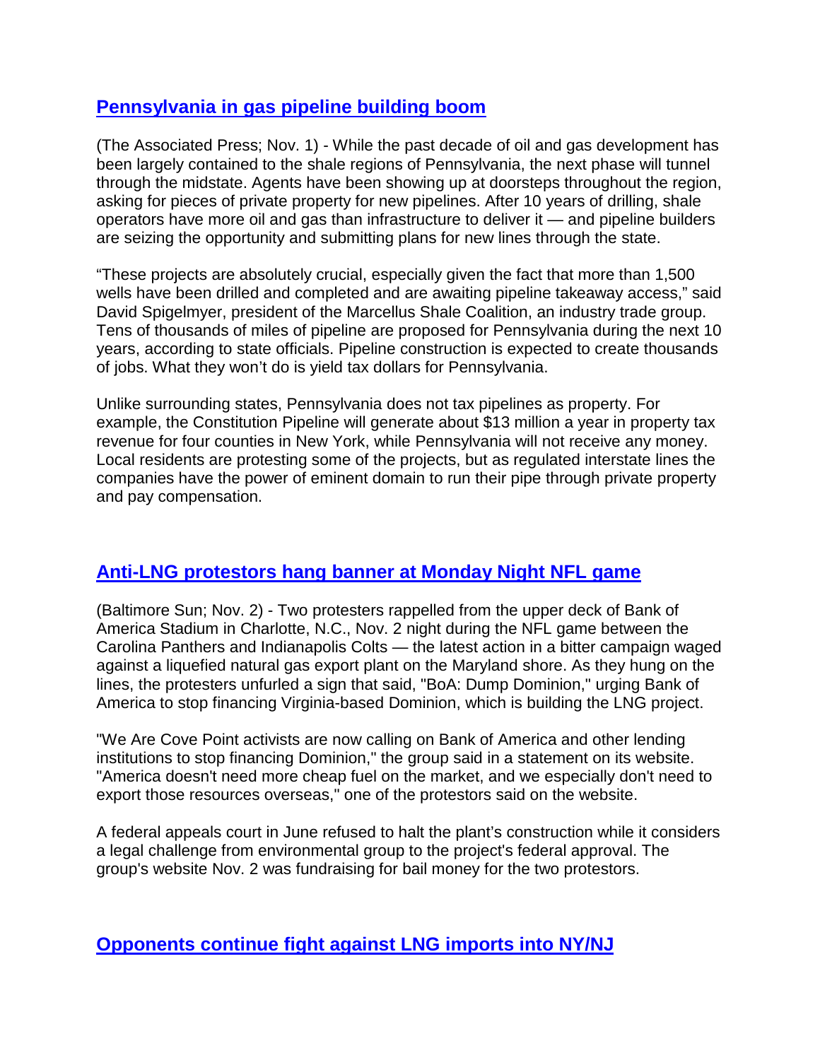## [Pennsylvania in gas pipeline building boom]

(The Associated Press; Nov. 1) - While the past decade of oil and gas development has been largely contained to the shale regions of Pennsylvania, the next phase will tunnel through the midstate. Agents have been showing up at doorsteps throughout the region, asking for pieces of private property for new pipelines. After 10 years of drilling, shale operators have more oil and gas than infrastructure to deliver it — and pipeline builders are seizing the opportunity and submitting plans for new lines through the state.

"These projects are absolutely crucial, especially given the fact that more than 1,500 wells have been drilled and completed and are awaiting pipeline takeaway access," said David Spigelmyer, president of the Marcellus Shale Coalition, an industry trade group. Tens of thousands of miles of pipeline are proposed for Pennsylvania during the next 10 years, according to state officials. Pipeline construction is expected to create thousands of jobs. What they won't do is yield tax dollars for Pennsylvania.

Unlike surrounding states, Pennsylvania does not tax pipelines as property. For example, the Constitution Pipeline will generate about $13 million a year in property tax revenue for four counties in New York, while Pennsylvania will not receive any money. Local residents are protesting some of the projects, but as regulated interstate lines the companies have the power of eminent domain to run their pipe through private property and pay compensation.

## [Anti-LNG protestors hang banner at Monday Night NFL game]

(Baltimore Sun; Nov. 2) - Two protesters rappelled from the upper deck of Bank of America Stadium in Charlotte, N.C., Nov. 2 night during the NFL game between the Carolina Panthers and Indianapolis Colts — the latest action in a bitter campaign waged against a liquefied natural gas export plant on the Maryland shore. As they hung on the lines, the protesters unfurled a sign that said, "BoA: Dump Dominion," urging Bank of America to stop financing Virginia-based Dominion, which is building the LNG project.

"We Are Cove Point activists are now calling on Bank of America and other lending institutions to stop financing Dominion," the group said in a statement on its website. "America doesn't need more cheap fuel on the market, and we especially don't need to export those resources overseas," one of the protestors said on the website.

A federal appeals court in June refused to halt the plant's construction while it considers a legal challenge from environmental group to the project's federal approval. The group's website Nov. 2 was fundraising for bail money for the two protestors.

## [Opponents continue fight against LNG imports into NY/NJ]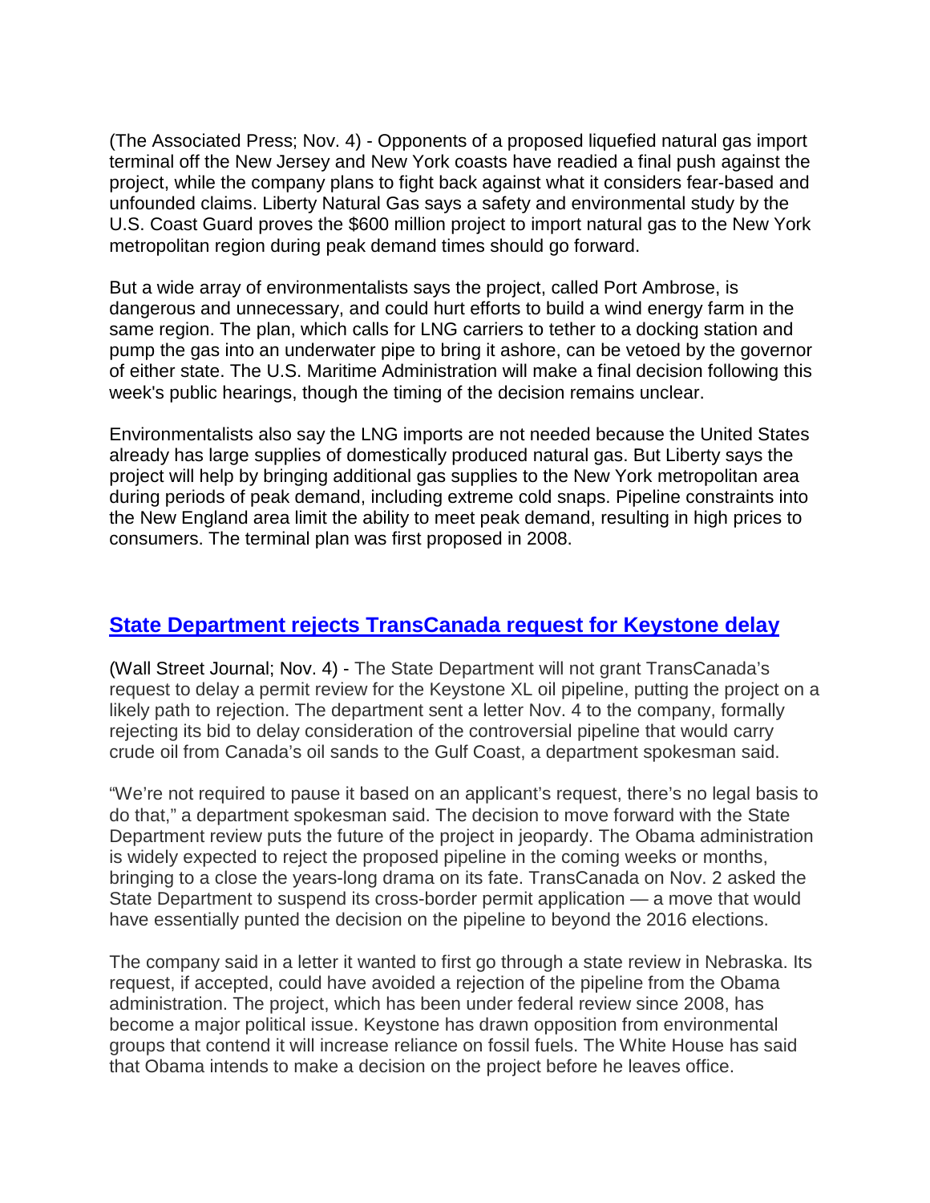(The Associated Press; Nov. 4) - Opponents of a proposed liquefied natural gas import terminal off the New Jersey and New York coasts have readied a final push against the project, while the company plans to fight back against what it considers fear-based and unfounded claims. Liberty Natural Gas says a safety and environmental study by the U.S. Coast Guard proves the $600 million project to import natural gas to the New York metropolitan region during peak demand times should go forward.

But a wide array of environmentalists says the project, called Port Ambrose, is dangerous and unnecessary, and could hurt efforts to build a wind energy farm in the same region. The plan, which calls for LNG carriers to tether to a docking station and pump the gas into an underwater pipe to bring it ashore, can be vetoed by the governor of either state. The U.S. Maritime Administration will make a final decision following this week's public hearings, though the timing of the decision remains unclear.

Environmentalists also say the LNG imports are not needed because the United States already has large supplies of domestically produced natural gas. But Liberty says the project will help by bringing additional gas supplies to the New York metropolitan area during periods of peak demand, including extreme cold snaps. Pipeline constraints into the New England area limit the ability to meet peak demand, resulting in high prices to consumers. The terminal plan was first proposed in 2008.

## State Department rejects TransCanada request for Keystone delay

(Wall Street Journal; Nov. 4) - The State Department will not grant TransCanada's request to delay a permit review for the Keystone XL oil pipeline, putting the project on a likely path to rejection. The department sent a letter Nov. 4 to the company, formally rejecting its bid to delay consideration of the controversial pipeline that would carry crude oil from Canada's oil sands to the Gulf Coast, a department spokesman said.

"We're not required to pause it based on an applicant's request, there's no legal basis to do that," a department spokesman said. The decision to move forward with the State Department review puts the future of the project in jeopardy. The Obama administration is widely expected to reject the proposed pipeline in the coming weeks or months, bringing to a close the years-long drama on its fate. TransCanada on Nov. 2 asked the State Department to suspend its cross-border permit application — a move that would have essentially punted the decision on the pipeline to beyond the 2016 elections.

The company said in a letter it wanted to first go through a state review in Nebraska. Its request, if accepted, could have avoided a rejection of the pipeline from the Obama administration. The project, which has been under federal review since 2008, has become a major political issue. Keystone has drawn opposition from environmental groups that contend it will increase reliance on fossil fuels. The White House has said that Obama intends to make a decision on the project before he leaves office.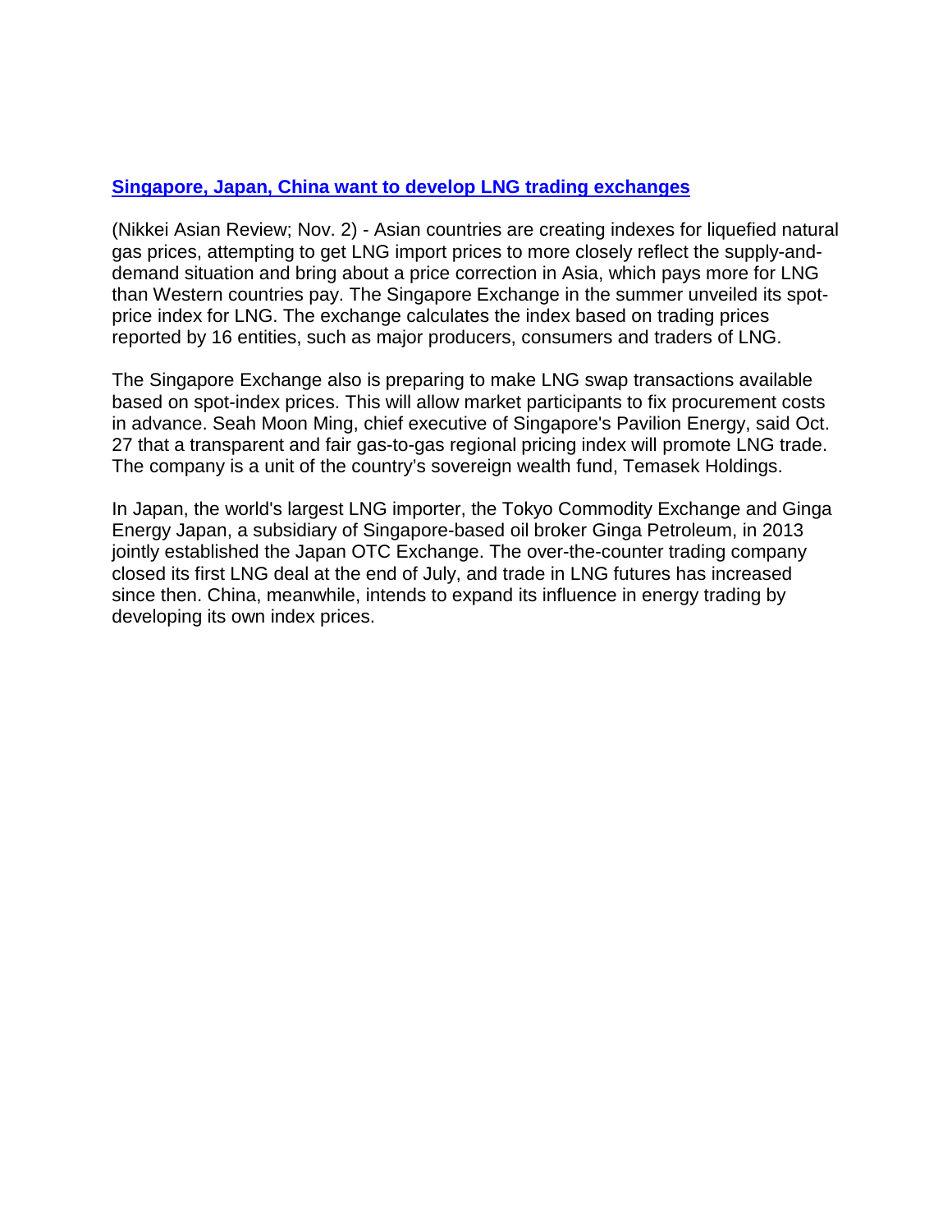**[Singapore, Japan, China want to develop LNG trading exchanges]**

(Nikkei Asian Review; Nov. 2) - Asian countries are creating indexes for liquefied natural gas prices, attempting to get LNG import prices to more closely reflect the supply-and-demand situation and bring about a price correction in Asia, which pays more for LNG than Western countries pay. The Singapore Exchange in the summer unveiled its spot-price index for LNG. The exchange calculates the index based on trading prices reported by 16 entities, such as major producers, consumers and traders of LNG.

The Singapore Exchange also is preparing to make LNG swap transactions available based on spot-index prices. This will allow market participants to fix procurement costs in advance. Seah Moon Ming, chief executive of Singapore's Pavilion Energy, said Oct. 27 that a transparent and fair gas-to-gas regional pricing index will promote LNG trade. The company is a unit of the country's sovereign wealth fund, Temasek Holdings.

In Japan, the world's largest LNG importer, the Tokyo Commodity Exchange and Ginga Energy Japan, a subsidiary of Singapore-based oil broker Ginga Petroleum, in 2013 jointly established the Japan OTC Exchange. The over-the-counter trading company closed its first LNG deal at the end of July, and trade in LNG futures has increased since then. China, meanwhile, intends to expand its influence in energy trading by developing its own index prices.